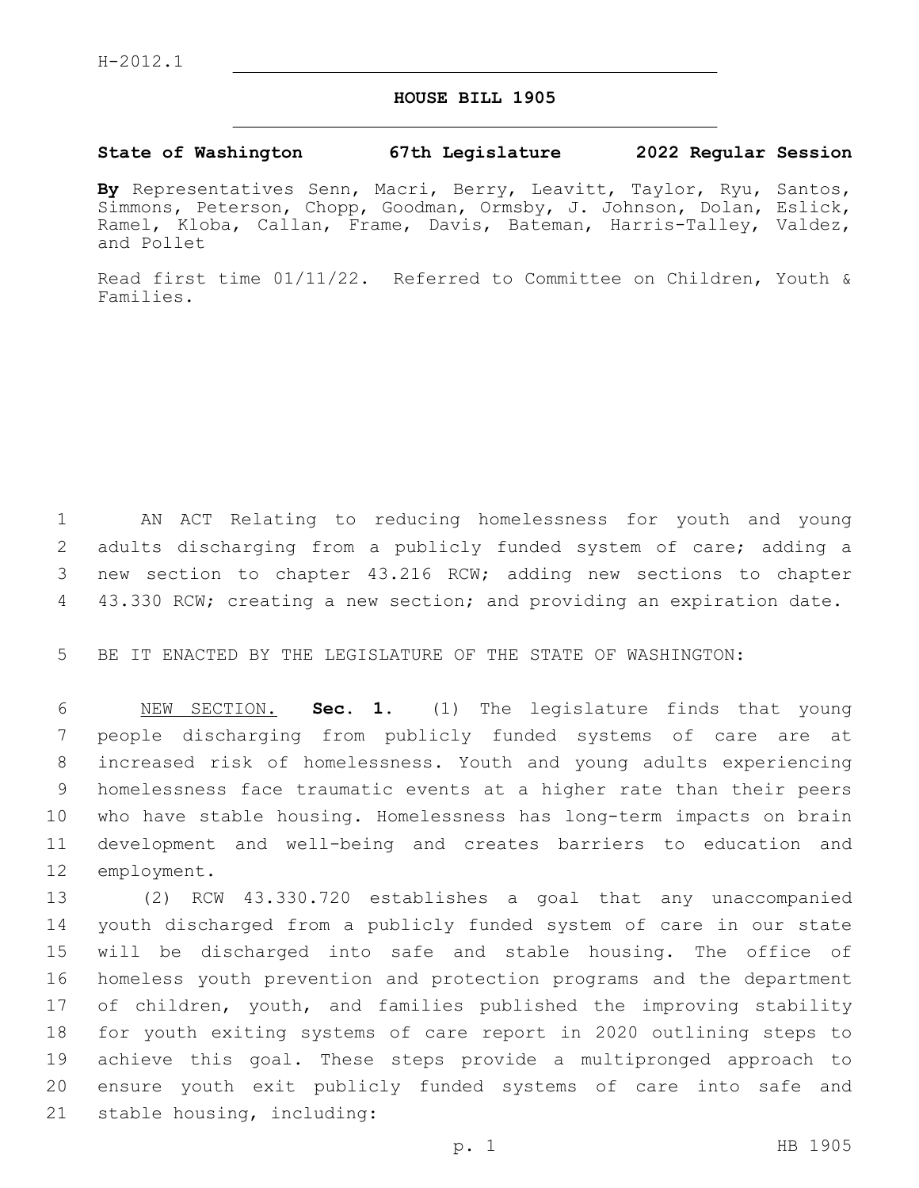H-2012.1

# HOUSE BILL 1905

**State of Washington 67th Legislature 2022 Regular Session**

**By** Representatives Senn, Macri, Berry, Leavitt, Taylor, Ryu, Santos, Simmons, Peterson, Chopp, Goodman, Ormsby, J. Johnson, Dolan, Eslick, Ramel, Kloba, Callan, Frame, Davis, Bateman, Harris-Talley, Valdez, and Pollet

Read first time 01/11/22. Referred to Committee on Children, Youth & Families.

AN ACT Relating to reducing homelessness for youth and young adults discharging from a publicly funded system of care; adding a new section to chapter 43.216 RCW; adding new sections to chapter 43.330 RCW; creating a new section; and providing an expiration date.

BE IT ENACTED BY THE LEGISLATURE OF THE STATE OF WASHINGTON:

NEW SECTION. **Sec. 1.** (1) The legislature finds that young people discharging from publicly funded systems of care are at increased risk of homelessness. Youth and young adults experiencing homelessness face traumatic events at a higher rate than their peers who have stable housing. Homelessness has long-term impacts on brain development and well-being and creates barriers to education and employment.

(2) RCW 43.330.720 establishes a goal that any unaccompanied youth discharged from a publicly funded system of care in our state will be discharged into safe and stable housing. The office of homeless youth prevention and protection programs and the department of children, youth, and families published the improving stability for youth exiting systems of care report in 2020 outlining steps to achieve this goal. These steps provide a multipronged approach to ensure youth exit publicly funded systems of care into safe and stable housing, including: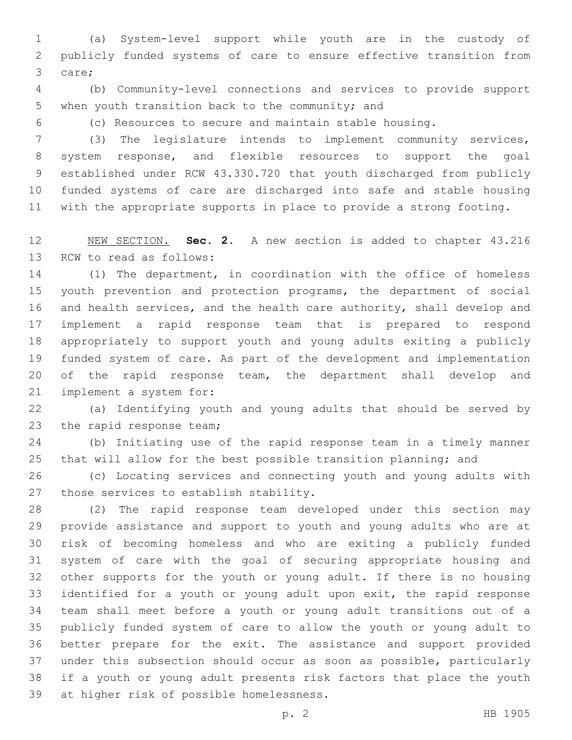(a) System-level support while youth are in the custody of publicly funded systems of care to ensure effective transition from care;

(b) Community-level connections and services to provide support when youth transition back to the community; and

(c) Resources to secure and maintain stable housing.

(3) The legislature intends to implement community services, system response, and flexible resources to support the goal established under RCW 43.330.720 that youth discharged from publicly funded systems of care are discharged into safe and stable housing with the appropriate supports in place to provide a strong footing.

NEW SECTION. **Sec. 2.** A new section is added to chapter 43.216 RCW to read as follows:

(1) The department, in coordination with the office of homeless youth prevention and protection programs, the department of social and health services, and the health care authority, shall develop and implement a rapid response team that is prepared to respond appropriately to support youth and young adults exiting a publicly funded system of care. As part of the development and implementation of the rapid response team, the department shall develop and implement a system for:

(a) Identifying youth and young adults that should be served by the rapid response team;

(b) Initiating use of the rapid response team in a timely manner that will allow for the best possible transition planning; and

(c) Locating services and connecting youth and young adults with those services to establish stability.

(2) The rapid response team developed under this section may provide assistance and support to youth and young adults who are at risk of becoming homeless and who are exiting a publicly funded system of care with the goal of securing appropriate housing and other supports for the youth or young adult. If there is no housing identified for a youth or young adult upon exit, the rapid response team shall meet before a youth or young adult transitions out of a publicly funded system of care to allow the youth or young adult to better prepare for the exit. The assistance and support provided under this subsection should occur as soon as possible, particularly if a youth or young adult presents risk factors that place the youth at higher risk of possible homelessness.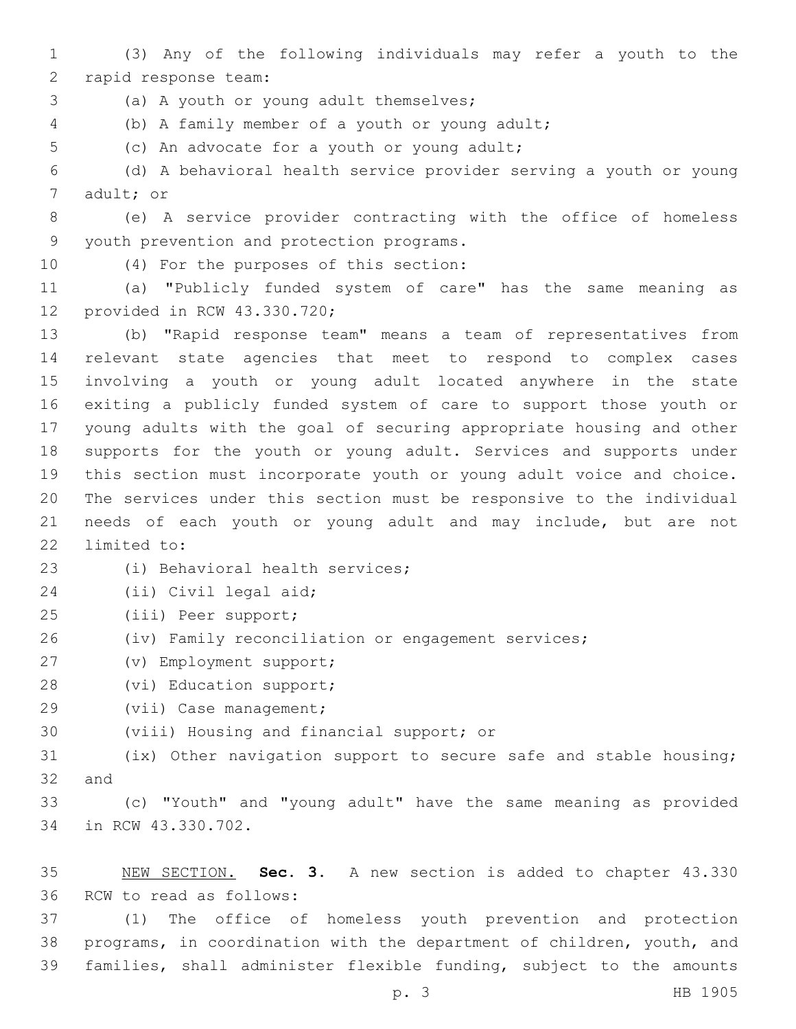(3) Any of the following individuals may refer a youth to the rapid response team:

(a) A youth or young adult themselves;

(b) A family member of a youth or young adult;

(c) An advocate for a youth or young adult;

(d) A behavioral health service provider serving a youth or young adult; or

(e) A service provider contracting with the office of homeless youth prevention and protection programs.

(4) For the purposes of this section:

(a) "Publicly funded system of care" has the same meaning as provided in RCW 43.330.720;

(b) "Rapid response team" means a team of representatives from relevant state agencies that meet to respond to complex cases involving a youth or young adult located anywhere in the state exiting a publicly funded system of care to support those youth or young adults with the goal of securing appropriate housing and other supports for the youth or young adult. Services and supports under this section must incorporate youth or young adult voice and choice. The services under this section must be responsive to the individual needs of each youth or young adult and may include, but are not limited to:

(i) Behavioral health services;

(ii) Civil legal aid;

(iii) Peer support;

(iv) Family reconciliation or engagement services;

(v) Employment support;

(vi) Education support;

(vii) Case management;

(viii) Housing and financial support; or

(ix) Other navigation support to secure safe and stable housing; and

(c) "Youth" and "young adult" have the same meaning as provided in RCW 43.330.702.

NEW SECTION. **Sec. 3.** A new section is added to chapter 43.330 RCW to read as follows:

(1) The office of homeless youth prevention and protection programs, in coordination with the department of children, youth, and families, shall administer flexible funding, subject to the amounts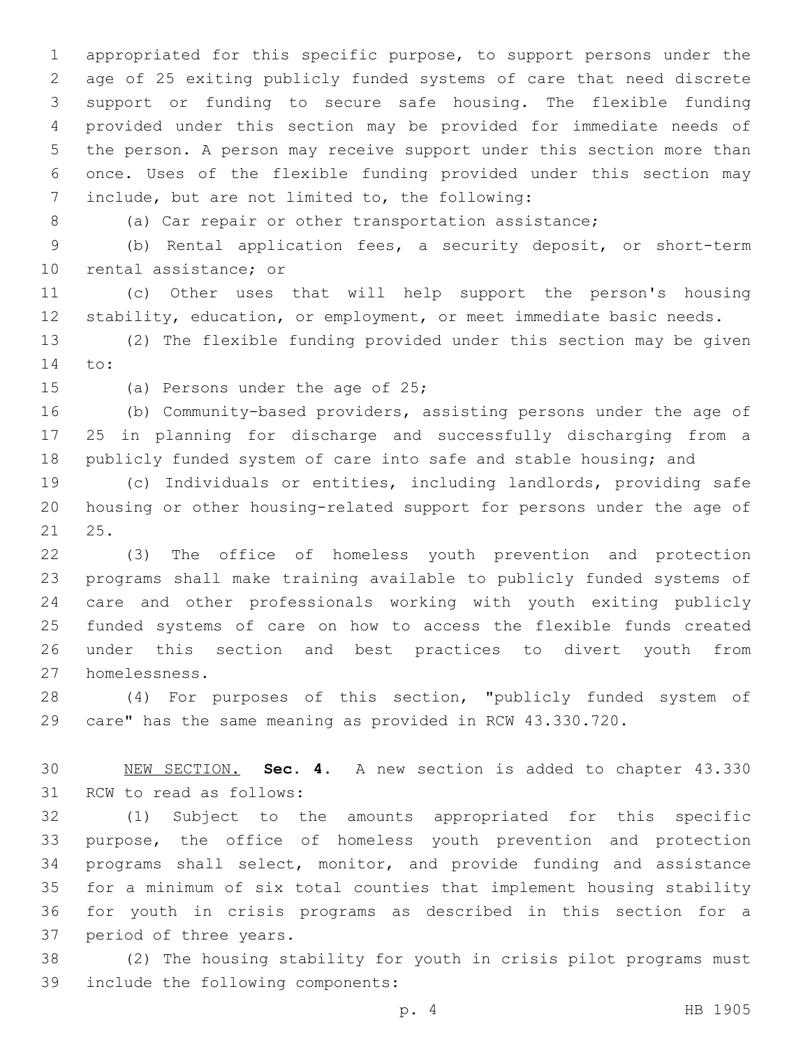appropriated for this specific purpose, to support persons under the age of 25 exiting publicly funded systems of care that need discrete support or funding to secure safe housing. The flexible funding provided under this section may be provided for immediate needs of the person. A person may receive support under this section more than once. Uses of the flexible funding provided under this section may include, but are not limited to, the following:

(a) Car repair or other transportation assistance;

(b) Rental application fees, a security deposit, or short-term rental assistance; or

(c) Other uses that will help support the person's housing stability, education, or employment, or meet immediate basic needs.

(2) The flexible funding provided under this section may be given to:

(a) Persons under the age of 25;

(b) Community-based providers, assisting persons under the age of 25 in planning for discharge and successfully discharging from a publicly funded system of care into safe and stable housing; and

(c) Individuals or entities, including landlords, providing safe housing or other housing-related support for persons under the age of 25.

(3) The office of homeless youth prevention and protection programs shall make training available to publicly funded systems of care and other professionals working with youth exiting publicly funded systems of care on how to access the flexible funds created under this section and best practices to divert youth from homelessness.

(4) For purposes of this section, "publicly funded system of care" has the same meaning as provided in RCW 43.330.720.

NEW SECTION. **Sec. 4.** A new section is added to chapter 43.330 RCW to read as follows:

(1) Subject to the amounts appropriated for this specific purpose, the office of homeless youth prevention and protection programs shall select, monitor, and provide funding and assistance for a minimum of six total counties that implement housing stability for youth in crisis programs as described in this section for a period of three years.

(2) The housing stability for youth in crisis pilot programs must include the following components: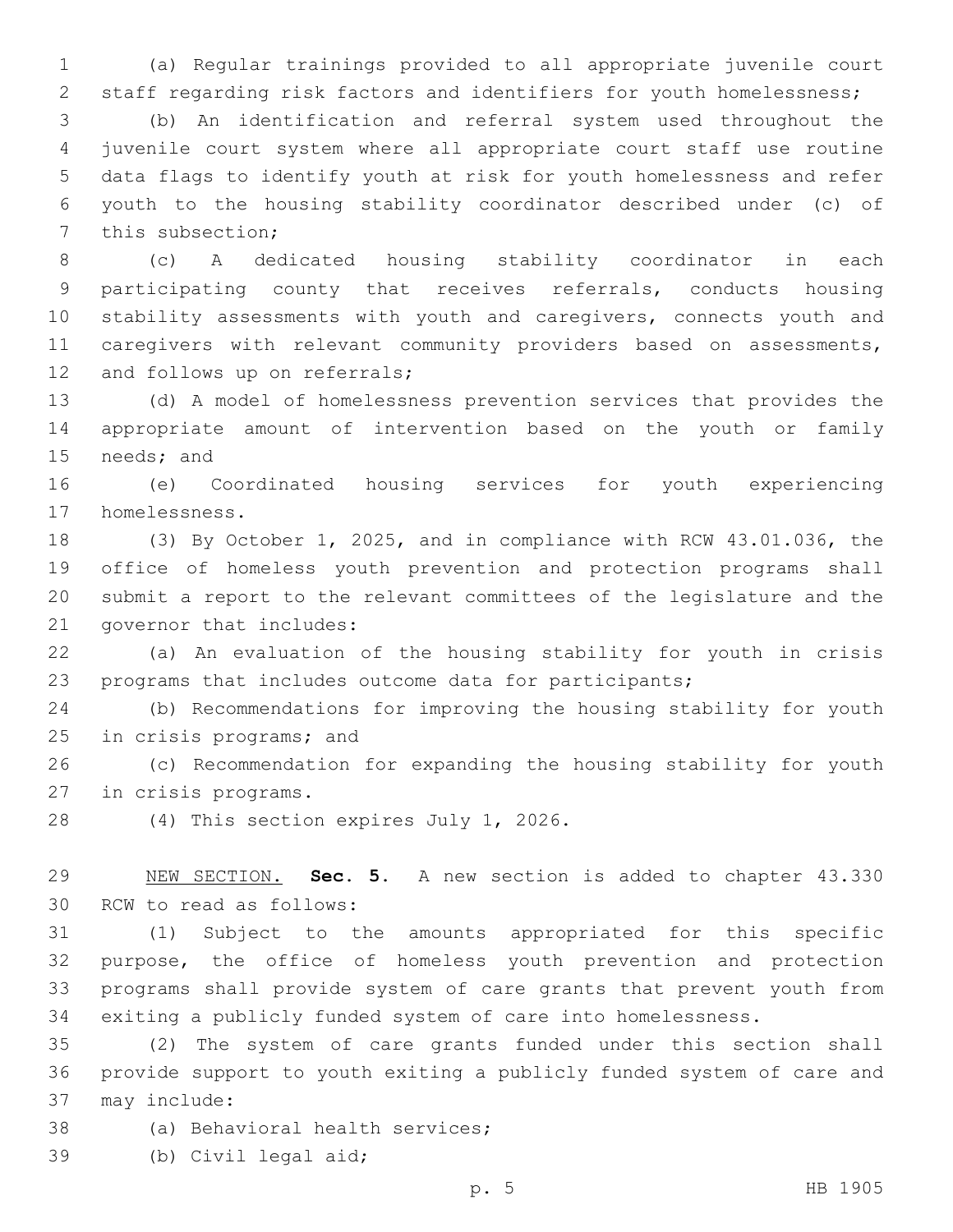(a) Regular trainings provided to all appropriate juvenile court staff regarding risk factors and identifiers for youth homelessness;

(b) An identification and referral system used throughout the juvenile court system where all appropriate court staff use routine data flags to identify youth at risk for youth homelessness and refer youth to the housing stability coordinator described under (c) of this subsection;

(c) A dedicated housing stability coordinator in each participating county that receives referrals, conducts housing stability assessments with youth and caregivers, connects youth and caregivers with relevant community providers based on assessments, and follows up on referrals;

(d) A model of homelessness prevention services that provides the appropriate amount of intervention based on the youth or family needs; and

(e) Coordinated housing services for youth experiencing homelessness.

(3) By October 1, 2025, and in compliance with RCW 43.01.036, the office of homeless youth prevention and protection programs shall submit a report to the relevant committees of the legislature and the governor that includes:

(a) An evaluation of the housing stability for youth in crisis programs that includes outcome data for participants;

(b) Recommendations for improving the housing stability for youth in crisis programs; and

(c) Recommendation for expanding the housing stability for youth in crisis programs.

(4) This section expires July 1, 2026.

NEW SECTION. **Sec. 5.** A new section is added to chapter 43.330 RCW to read as follows:

(1) Subject to the amounts appropriated for this specific purpose, the office of homeless youth prevention and protection programs shall provide system of care grants that prevent youth from exiting a publicly funded system of care into homelessness.

(2) The system of care grants funded under this section shall provide support to youth exiting a publicly funded system of care and may include:

(a) Behavioral health services;

(b) Civil legal aid;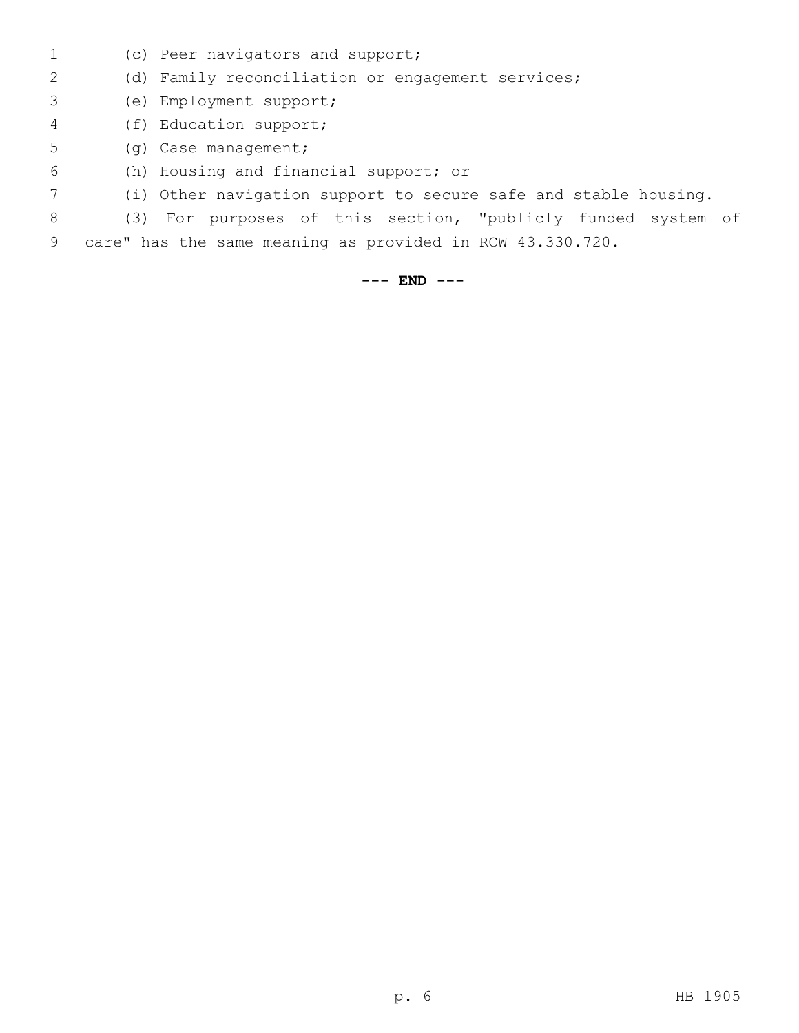(c) Peer navigators and support;

(d) Family reconciliation or engagement services;

(e) Employment support;

(f) Education support;

(g) Case management;

(h) Housing and financial support; or

(i) Other navigation support to secure safe and stable housing.

(3) For purposes of this section, "publicly funded system of care" has the same meaning as provided in RCW 43.330.720.

**--- END ---**